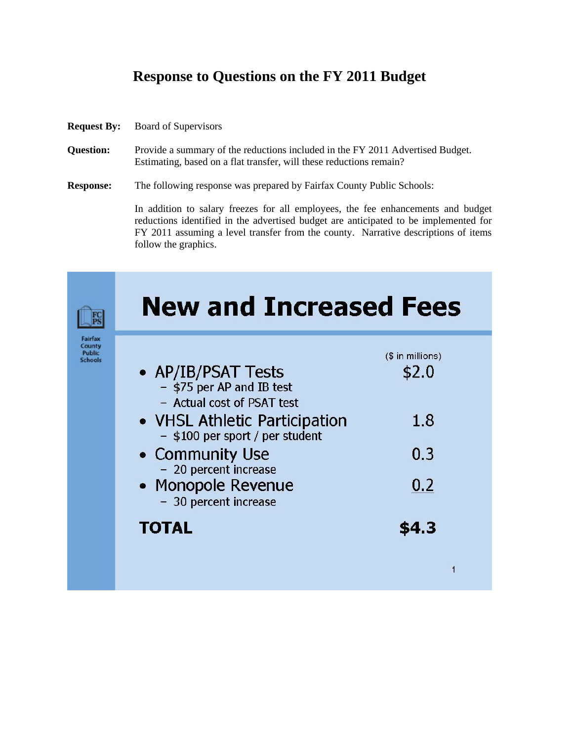# Response to Questions on the FY 2011 Budget

**Request By:** Board of Supervisors

**Question:** Provide a summary of the reductions included in the FY 2011 Advertised Budget. Estimating, based on a flat transfer, will these reductions remain?

**Response:** The following response was prepared by Fairfax County Public Schools:

In addition to salary freezes for all employees, the fee enhancements and budget reductions identified in the advertised budget are anticipated to be implemented for FY 2011 assuming a level transfer from the county. Narrative descriptions of items follow the graphics.

## New and Increased Fees

| | ($ in millions) |
|---|---|
| • AP/IB/PSAT Tests<br>– $75 per AP and IB test<br>– Actual cost of PSAT test | $2.0 |
| • VHSL Athletic Participation<br>– $100 per sport / per student | 1.8 |
| • Community Use<br>– 20 percent increase | 0.3 |
| • Monopole Revenue<br>– 30 percent increase | 0.2 |
| **TOTAL** | **$4.3** |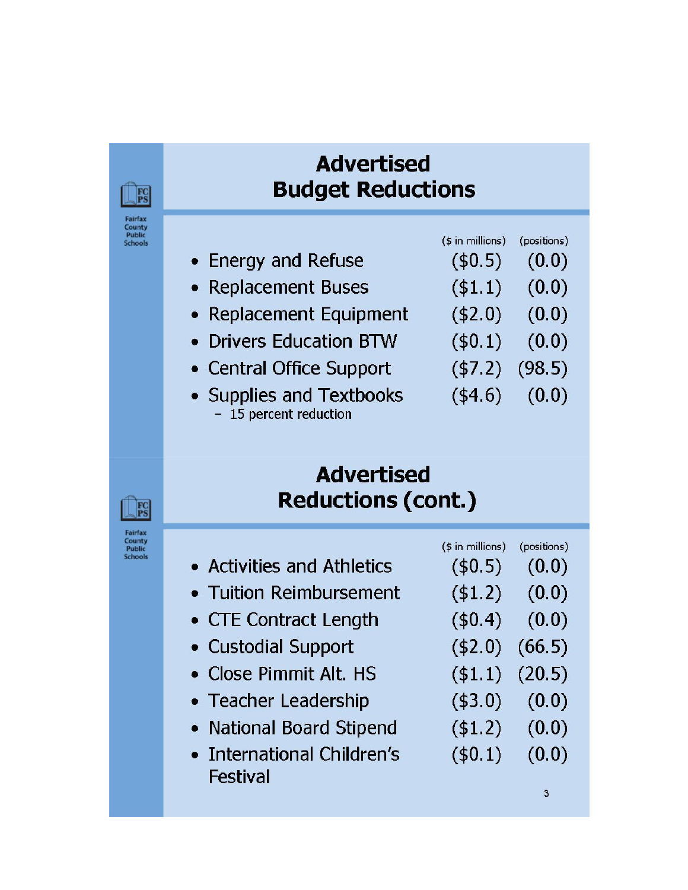## Advertised Budget Reductions

| | ($ in millions) | (positions) |
|---|---|---|
| Energy and Refuse | ($0.5) | (0.0) |
| Replacement Buses | ($1.1) | (0.0) |
| Replacement Equipment | ($2.0) | (0.0) |
| Drivers Education BTW | ($0.1) | (0.0) |
| Central Office Support | ($7.2) | (98.5) |
| Supplies and Textbooks – 15 percent reduction | ($4.6) | (0.0) |

## Advertised Reductions (cont.)

| | ($ in millions) | (positions) |
|---|---|---|
| Activities and Athletics | ($0.5) | (0.0) |
| Tuition Reimbursement | ($1.2) | (0.0) |
| CTE Contract Length | ($0.4) | (0.0) |
| Custodial Support | ($2.0) | (66.5) |
| Close Pimmit Alt. HS | ($1.1) | (20.5) |
| Teacher Leadership | ($3.0) | (0.0) |
| National Board Stipend | ($1.2) | (0.0) |
| International Children's Festival | ($0.1) | (0.0) |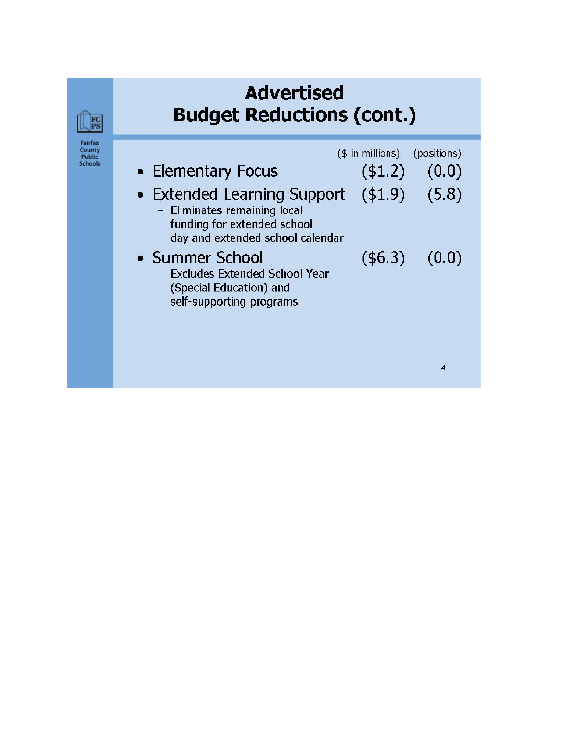# Advertised Budget Reductions (cont.)

| | ($ in millions) | (positions) |
|---|---|---|
| • Elementary Focus | ($1.2) | (0.0) |
| • Extended Learning Support | ($1.9) | (5.8) |
| – Eliminates remaining local funding for extended school day and extended school calendar | | |
| • Summer School | ($6.3) | (0.0) |
| – Excludes Extended School Year (Special Education) and self-supporting programs | | |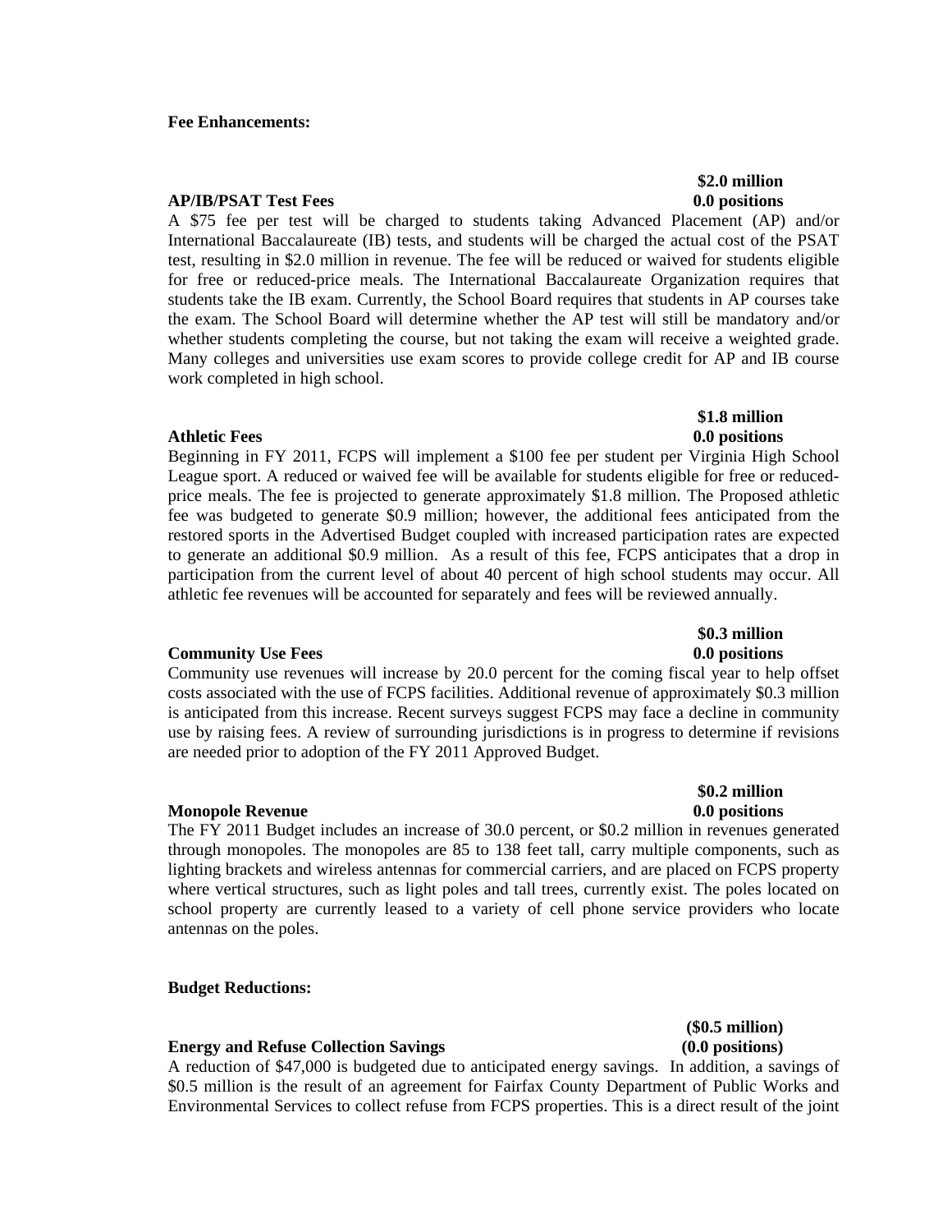**Fee Enhancements:**

**AP/IB/PSAT Test Fees** **$2.0 million**
**0.0 positions**

A $75 fee per test will be charged to students taking Advanced Placement (AP) and/or International Baccalaureate (IB) tests, and students will be charged the actual cost of the PSAT test, resulting in $2.0 million in revenue. The fee will be reduced or waived for students eligible for free or reduced-price meals. The International Baccalaureate Organization requires that students take the IB exam. Currently, the School Board requires that students in AP courses take the exam. The School Board will determine whether the AP test will still be mandatory and/or whether students completing the course, but not taking the exam will receive a weighted grade. Many colleges and universities use exam scores to provide college credit for AP and IB course work completed in high school.

**Athletic Fees** **$1.8 million**
**0.0 positions**

Beginning in FY 2011, FCPS will implement a $100 fee per student per Virginia High School League sport. A reduced or waived fee will be available for students eligible for free or reduced-price meals. The fee is projected to generate approximately $1.8 million. The Proposed athletic fee was budgeted to generate $0.9 million; however, the additional fees anticipated from the restored sports in the Advertised Budget coupled with increased participation rates are expected to generate an additional $0.9 million. As a result of this fee, FCPS anticipates that a drop in participation from the current level of about 40 percent of high school students may occur. All athletic fee revenues will be accounted for separately and fees will be reviewed annually.

**Community Use Fees** **$0.3 million**
**0.0 positions**

Community use revenues will increase by 20.0 percent for the coming fiscal year to help offset costs associated with the use of FCPS facilities. Additional revenue of approximately $0.3 million is anticipated from this increase. Recent surveys suggest FCPS may face a decline in community use by raising fees. A review of surrounding jurisdictions is in progress to determine if revisions are needed prior to adoption of the FY 2011 Approved Budget.

**Monopole Revenue** **$0.2 million**
**0.0 positions**

The FY 2011 Budget includes an increase of 30.0 percent, or $0.2 million in revenues generated through monopoles. The monopoles are 85 to 138 feet tall, carry multiple components, such as lighting brackets and wireless antennas for commercial carriers, and are placed on FCPS property where vertical structures, such as light poles and tall trees, currently exist. The poles located on school property are currently leased to a variety of cell phone service providers who locate antennas on the poles.

**Budget Reductions:**

**Energy and Refuse Collection Savings** **($0.5 million)**
**(0.0 positions)**

A reduction of $47,000 is budgeted due to anticipated energy savings. In addition, a savings of $0.5 million is the result of an agreement for Fairfax County Department of Public Works and Environmental Services to collect refuse from FCPS properties. This is a direct result of the joint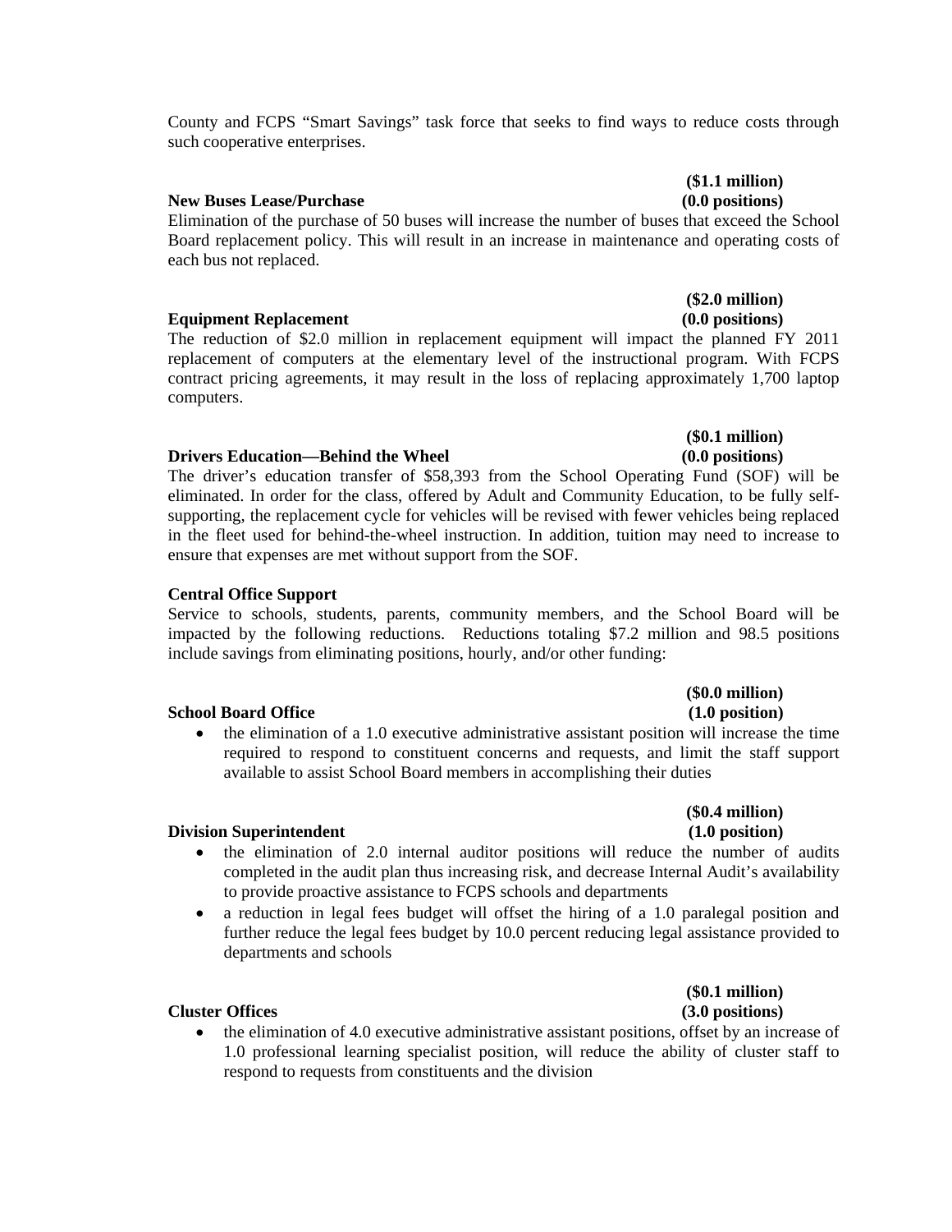County and FCPS "Smart Savings" task force that seeks to find ways to reduce costs through such cooperative enterprises.

**New Buses Lease/Purchase** **(\$1.1 million) (0.0 positions)**

Elimination of the purchase of 50 buses will increase the number of buses that exceed the School Board replacement policy. This will result in an increase in maintenance and operating costs of each bus not replaced.

**Equipment Replacement** **(\$2.0 million) (0.0 positions)**

The reduction of \$2.0 million in replacement equipment will impact the planned FY 2011 replacement of computers at the elementary level of the instructional program. With FCPS contract pricing agreements, it may result in the loss of replacing approximately 1,700 laptop computers.

**Drivers Education—Behind the Wheel** **(\$0.1 million) (0.0 positions)**

The driver's education transfer of \$58,393 from the School Operating Fund (SOF) will be eliminated. In order for the class, offered by Adult and Community Education, to be fully self-supporting, the replacement cycle for vehicles will be revised with fewer vehicles being replaced in the fleet used for behind-the-wheel instruction. In addition, tuition may need to increase to ensure that expenses are met without support from the SOF.

**Central Office Support**

Service to schools, students, parents, community members, and the School Board will be impacted by the following reductions. Reductions totaling \$7.2 million and 98.5 positions include savings from eliminating positions, hourly, and/or other funding:

**School Board Office** **(\$0.0 million) (1.0 position)**

- the elimination of a 1.0 executive administrative assistant position will increase the time required to respond to constituent concerns and requests, and limit the staff support available to assist School Board members in accomplishing their duties

**Division Superintendent** **(\$0.4 million) (1.0 position)**

- the elimination of 2.0 internal auditor positions will reduce the number of audits completed in the audit plan thus increasing risk, and decrease Internal Audit's availability to provide proactive assistance to FCPS schools and departments
- a reduction in legal fees budget will offset the hiring of a 1.0 paralegal position and further reduce the legal fees budget by 10.0 percent reducing legal assistance provided to departments and schools

**Cluster Offices** **(\$0.1 million) (3.0 positions)**

- the elimination of 4.0 executive administrative assistant positions, offset by an increase of 1.0 professional learning specialist position, will reduce the ability of cluster staff to respond to requests from constituents and the division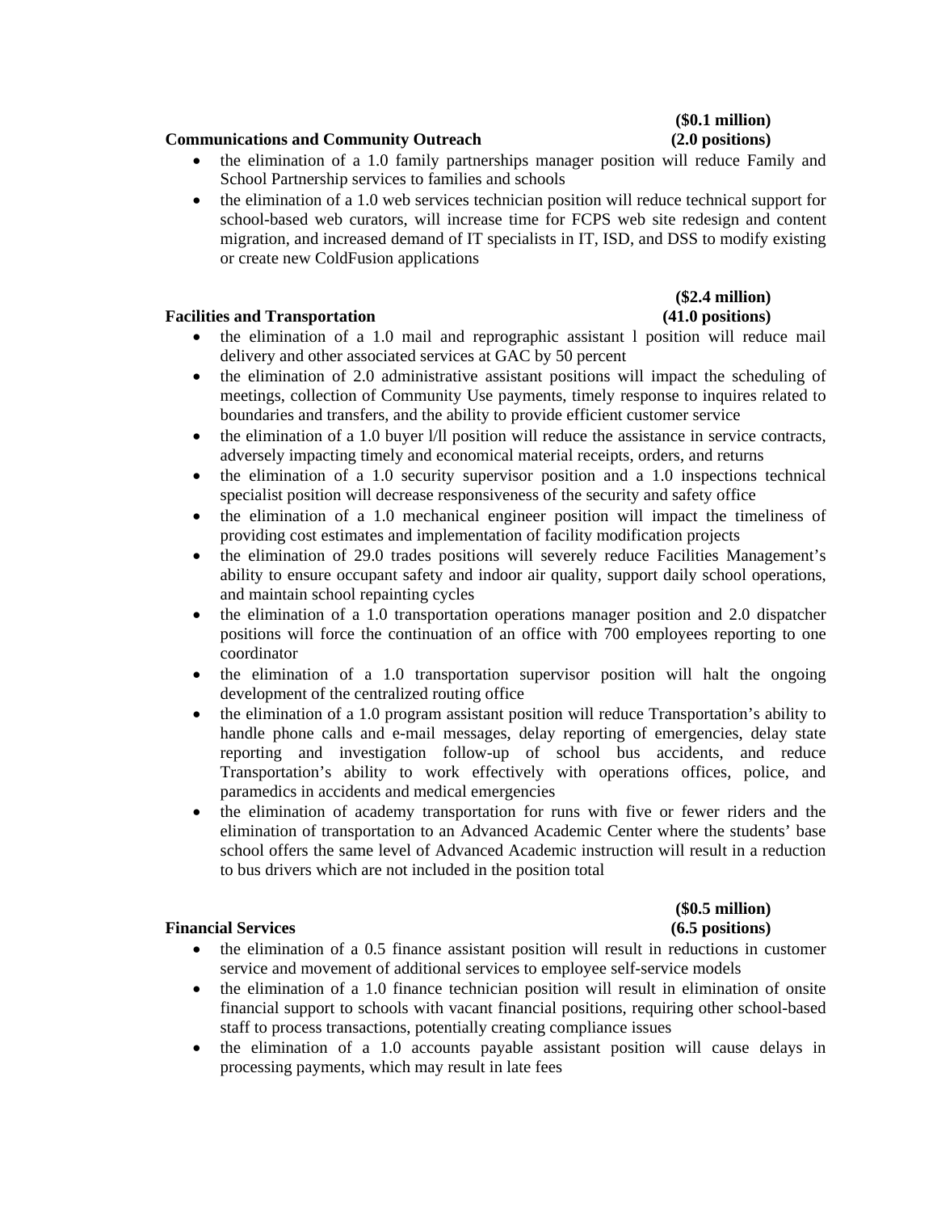**Communications and Community Outreach** **($0.1 million) (2.0 positions)**

- the elimination of a 1.0 family partnerships manager position will reduce Family and School Partnership services to families and schools
- the elimination of a 1.0 web services technician position will reduce technical support for school-based web curators, will increase time for FCPS web site redesign and content migration, and increased demand of IT specialists in IT, ISD, and DSS to modify existing or create new ColdFusion applications

**Facilities and Transportation** **($2.4 million) (41.0 positions)**

- the elimination of a 1.0 mail and reprographic assistant l position will reduce mail delivery and other associated services at GAC by 50 percent
- the elimination of 2.0 administrative assistant positions will impact the scheduling of meetings, collection of Community Use payments, timely response to inquires related to boundaries and transfers, and the ability to provide efficient customer service
- the elimination of a 1.0 buyer l/ll position will reduce the assistance in service contracts, adversely impacting timely and economical material receipts, orders, and returns
- the elimination of a 1.0 security supervisor position and a 1.0 inspections technical specialist position will decrease responsiveness of the security and safety office
- the elimination of a 1.0 mechanical engineer position will impact the timeliness of providing cost estimates and implementation of facility modification projects
- the elimination of 29.0 trades positions will severely reduce Facilities Management's ability to ensure occupant safety and indoor air quality, support daily school operations, and maintain school repainting cycles
- the elimination of a 1.0 transportation operations manager position and 2.0 dispatcher positions will force the continuation of an office with 700 employees reporting to one coordinator
- the elimination of a 1.0 transportation supervisor position will halt the ongoing development of the centralized routing office
- the elimination of a 1.0 program assistant position will reduce Transportation's ability to handle phone calls and e-mail messages, delay reporting of emergencies, delay state reporting and investigation follow-up of school bus accidents, and reduce Transportation's ability to work effectively with operations offices, police, and paramedics in accidents and medical emergencies
- the elimination of academy transportation for runs with five or fewer riders and the elimination of transportation to an Advanced Academic Center where the students' base school offers the same level of Advanced Academic instruction will result in a reduction to bus drivers which are not included in the position total

**Financial Services** **($0.5 million) (6.5 positions)**

- the elimination of a 0.5 finance assistant position will result in reductions in customer service and movement of additional services to employee self-service models
- the elimination of a 1.0 finance technician position will result in elimination of onsite financial support to schools with vacant financial positions, requiring other school-based staff to process transactions, potentially creating compliance issues
- the elimination of a 1.0 accounts payable assistant position will cause delays in processing payments, which may result in late fees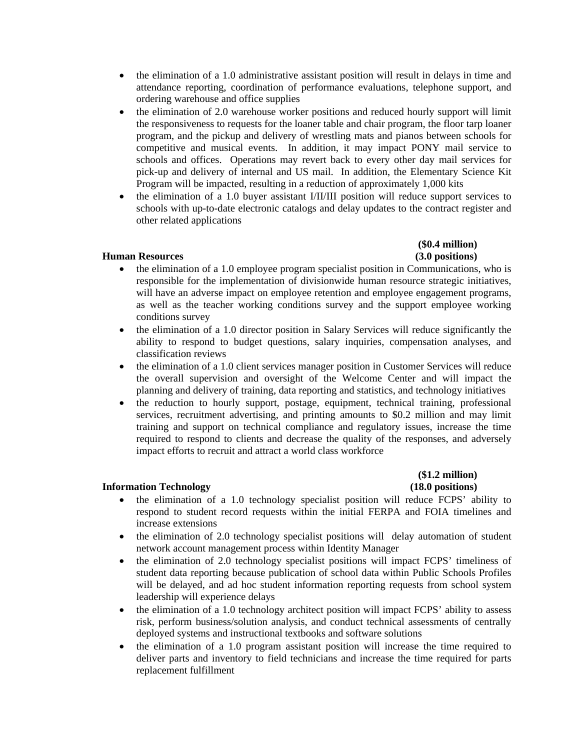- the elimination of a 1.0 administrative assistant position will result in delays in time and attendance reporting, coordination of performance evaluations, telephone support, and ordering warehouse and office supplies
- the elimination of 2.0 warehouse worker positions and reduced hourly support will limit the responsiveness to requests for the loaner table and chair program, the floor tarp loaner program, and the pickup and delivery of wrestling mats and pianos between schools for competitive and musical events. In addition, it may impact PONY mail service to schools and offices. Operations may revert back to every other day mail services for pick-up and delivery of internal and US mail. In addition, the Elementary Science Kit Program will be impacted, resulting in a reduction of approximately 1,000 kits
- the elimination of a 1.0 buyer assistant I/II/III position will reduce support services to schools with up-to-date electronic catalogs and delay updates to the contract register and other related applications

**Human Resources** **($0.4 million)** **(3.0 positions)**

- the elimination of a 1.0 employee program specialist position in Communications, who is responsible for the implementation of divisionwide human resource strategic initiatives, will have an adverse impact on employee retention and employee engagement programs, as well as the teacher working conditions survey and the support employee working conditions survey
- the elimination of a 1.0 director position in Salary Services will reduce significantly the ability to respond to budget questions, salary inquiries, compensation analyses, and classification reviews
- the elimination of a 1.0 client services manager position in Customer Services will reduce the overall supervision and oversight of the Welcome Center and will impact the planning and delivery of training, data reporting and statistics, and technology initiatives
- the reduction to hourly support, postage, equipment, technical training, professional services, recruitment advertising, and printing amounts to $0.2 million and may limit training and support on technical compliance and regulatory issues, increase the time required to respond to clients and decrease the quality of the responses, and adversely impact efforts to recruit and attract a world class workforce

**Information Technology** **($1.2 million)** **(18.0 positions)**

- the elimination of a 1.0 technology specialist position will reduce FCPS' ability to respond to student record requests within the initial FERPA and FOIA timelines and increase extensions
- the elimination of 2.0 technology specialist positions will delay automation of student network account management process within Identity Manager
- the elimination of 2.0 technology specialist positions will impact FCPS' timeliness of student data reporting because publication of school data within Public Schools Profiles will be delayed, and ad hoc student information reporting requests from school system leadership will experience delays
- the elimination of a 1.0 technology architect position will impact FCPS' ability to assess risk, perform business/solution analysis, and conduct technical assessments of centrally deployed systems and instructional textbooks and software solutions
- the elimination of a 1.0 program assistant position will increase the time required to deliver parts and inventory to field technicians and increase the time required for parts replacement fulfillment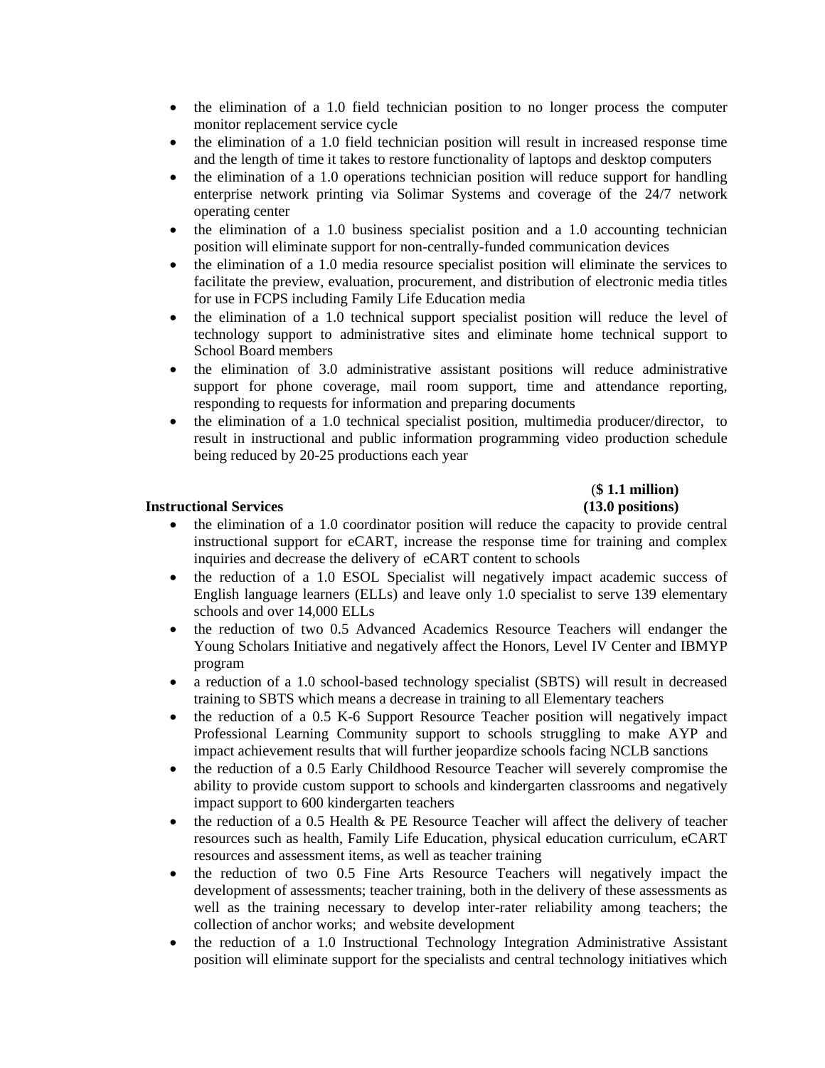- the elimination of a 1.0 field technician position to no longer process the computer monitor replacement service cycle
- the elimination of a 1.0 field technician position will result in increased response time and the length of time it takes to restore functionality of laptops and desktop computers
- the elimination of a 1.0 operations technician position will reduce support for handling enterprise network printing via Solimar Systems and coverage of the 24/7 network operating center
- the elimination of a 1.0 business specialist position and a 1.0 accounting technician position will eliminate support for non-centrally-funded communication devices
- the elimination of a 1.0 media resource specialist position will eliminate the services to facilitate the preview, evaluation, procurement, and distribution of electronic media titles for use in FCPS including Family Life Education media
- the elimination of a 1.0 technical support specialist position will reduce the level of technology support to administrative sites and eliminate home technical support to School Board members
- the elimination of 3.0 administrative assistant positions will reduce administrative support for phone coverage, mail room support, time and attendance reporting, responding to requests for information and preparing documents
- the elimination of a 1.0 technical specialist position, multimedia producer/director, to result in instructional and public information programming video production schedule being reduced by 20-25 productions each year

**Instructional Services** **($ 1.1 million)** **(13.0 positions)**

- the elimination of a 1.0 coordinator position will reduce the capacity to provide central instructional support for eCART, increase the response time for training and complex inquiries and decrease the delivery of eCART content to schools
- the reduction of a 1.0 ESOL Specialist will negatively impact academic success of English language learners (ELLs) and leave only 1.0 specialist to serve 139 elementary schools and over 14,000 ELLs
- the reduction of two 0.5 Advanced Academics Resource Teachers will endanger the Young Scholars Initiative and negatively affect the Honors, Level IV Center and IBMYP program
- a reduction of a 1.0 school-based technology specialist (SBTS) will result in decreased training to SBTS which means a decrease in training to all Elementary teachers
- the reduction of a 0.5 K-6 Support Resource Teacher position will negatively impact Professional Learning Community support to schools struggling to make AYP and impact achievement results that will further jeopardize schools facing NCLB sanctions
- the reduction of a 0.5 Early Childhood Resource Teacher will severely compromise the ability to provide custom support to schools and kindergarten classrooms and negatively impact support to 600 kindergarten teachers
- the reduction of a 0.5 Health & PE Resource Teacher will affect the delivery of teacher resources such as health, Family Life Education, physical education curriculum, eCART resources and assessment items, as well as teacher training
- the reduction of two 0.5 Fine Arts Resource Teachers will negatively impact the development of assessments; teacher training, both in the delivery of these assessments as well as the training necessary to develop inter-rater reliability among teachers; the collection of anchor works; and website development
- the reduction of a 1.0 Instructional Technology Integration Administrative Assistant position will eliminate support for the specialists and central technology initiatives which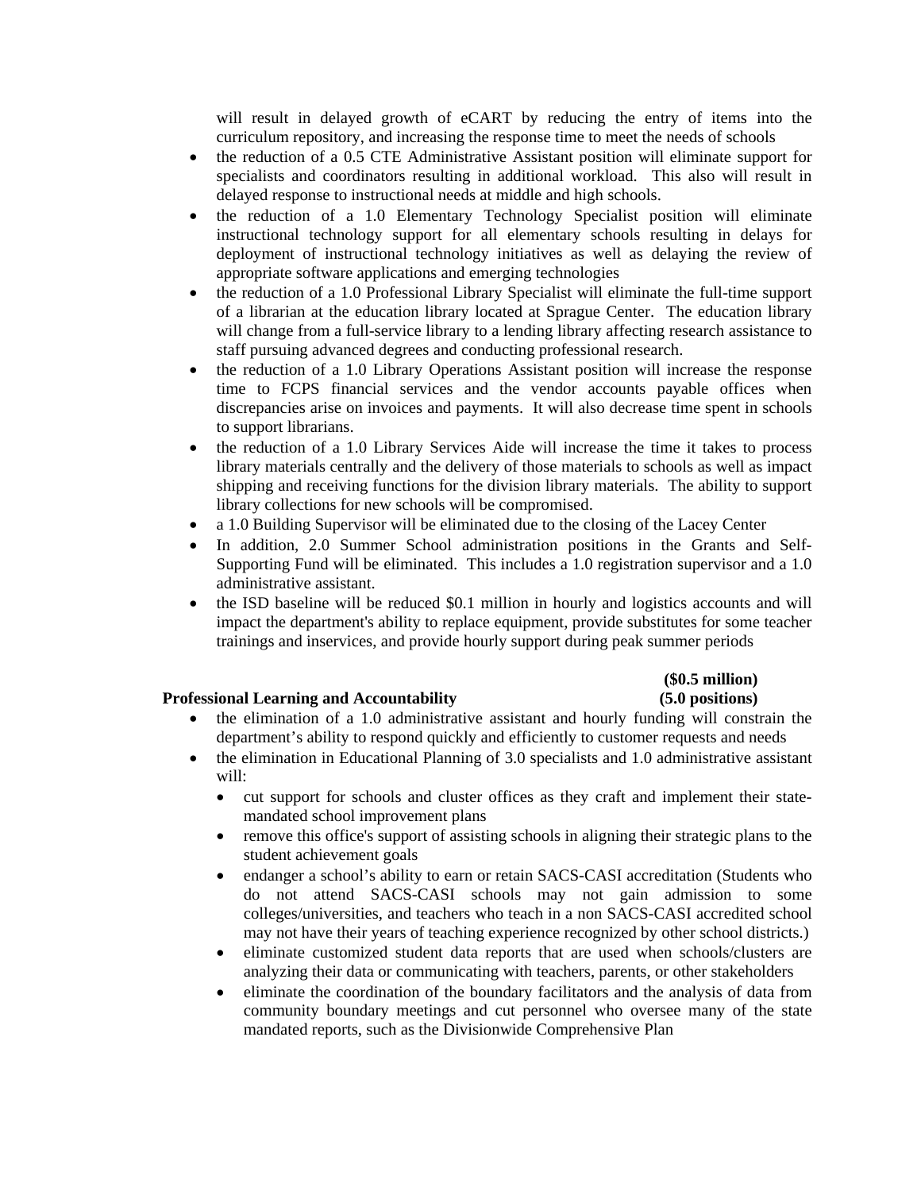will result in delayed growth of eCART by reducing the entry of items into the curriculum repository, and increasing the response time to meet the needs of schools

- the reduction of a 0.5 CTE Administrative Assistant position will eliminate support for specialists and coordinators resulting in additional workload. This also will result in delayed response to instructional needs at middle and high schools.
- the reduction of a 1.0 Elementary Technology Specialist position will eliminate instructional technology support for all elementary schools resulting in delays for deployment of instructional technology initiatives as well as delaying the review of appropriate software applications and emerging technologies
- the reduction of a 1.0 Professional Library Specialist will eliminate the full-time support of a librarian at the education library located at Sprague Center. The education library will change from a full-service library to a lending library affecting research assistance to staff pursuing advanced degrees and conducting professional research.
- the reduction of a 1.0 Library Operations Assistant position will increase the response time to FCPS financial services and the vendor accounts payable offices when discrepancies arise on invoices and payments. It will also decrease time spent in schools to support librarians.
- the reduction of a 1.0 Library Services Aide will increase the time it takes to process library materials centrally and the delivery of those materials to schools as well as impact shipping and receiving functions for the division library materials. The ability to support library collections for new schools will be compromised.
- a 1.0 Building Supervisor will be eliminated due to the closing of the Lacey Center
- In addition, 2.0 Summer School administration positions in the Grants and Self-Supporting Fund will be eliminated. This includes a 1.0 registration supervisor and a 1.0 administrative assistant.
- the ISD baseline will be reduced \$0.1 million in hourly and logistics accounts and will impact the department's ability to replace equipment, provide substitutes for some teacher trainings and inservices, and provide hourly support during peak summer periods

**Professional Learning and Accountability** **(\$0.5 million) (5.0 positions)**

- the elimination of a 1.0 administrative assistant and hourly funding will constrain the department's ability to respond quickly and efficiently to customer requests and needs
- the elimination in Educational Planning of 3.0 specialists and 1.0 administrative assistant will:
  - cut support for schools and cluster offices as they craft and implement their state-mandated school improvement plans
  - remove this office's support of assisting schools in aligning their strategic plans to the student achievement goals
  - endanger a school's ability to earn or retain SACS-CASI accreditation (Students who do not attend SACS-CASI schools may not gain admission to some colleges/universities, and teachers who teach in a non SACS-CASI accredited school may not have their years of teaching experience recognized by other school districts.)
  - eliminate customized student data reports that are used when schools/clusters are analyzing their data or communicating with teachers, parents, or other stakeholders
  - eliminate the coordination of the boundary facilitators and the analysis of data from community boundary meetings and cut personnel who oversee many of the state mandated reports, such as the Divisionwide Comprehensive Plan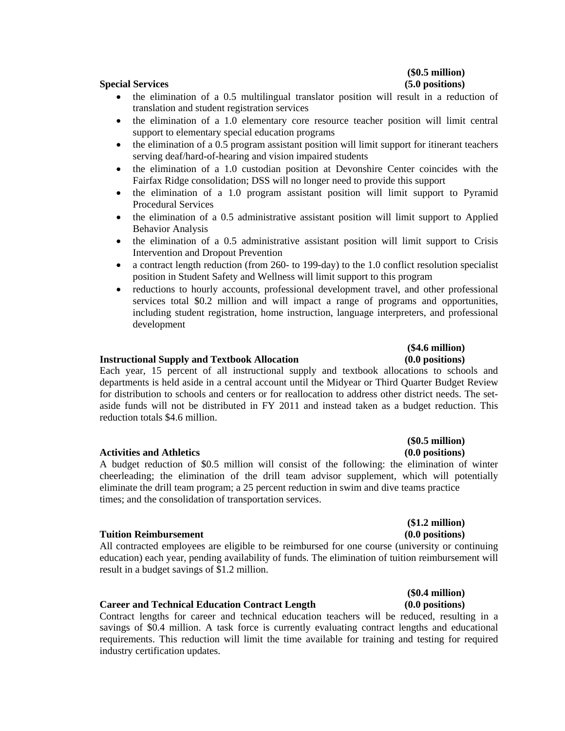**Special Services** **($0.5 million) (5.0 positions)**

- the elimination of a 0.5 multilingual translator position will result in a reduction of translation and student registration services
- the elimination of a 1.0 elementary core resource teacher position will limit central support to elementary special education programs
- the elimination of a 0.5 program assistant position will limit support for itinerant teachers serving deaf/hard-of-hearing and vision impaired students
- the elimination of a 1.0 custodian position at Devonshire Center coincides with the Fairfax Ridge consolidation; DSS will no longer need to provide this support
- the elimination of a 1.0 program assistant position will limit support to Pyramid Procedural Services
- the elimination of a 0.5 administrative assistant position will limit support to Applied Behavior Analysis
- the elimination of a 0.5 administrative assistant position will limit support to Crisis Intervention and Dropout Prevention
- a contract length reduction (from 260- to 199-day) to the 1.0 conflict resolution specialist position in Student Safety and Wellness will limit support to this program
- reductions to hourly accounts, professional development travel, and other professional services total $0.2 million and will impact a range of programs and opportunities, including student registration, home instruction, language interpreters, and professional development

**Instructional Supply and Textbook Allocation** **($4.6 million) (0.0 positions)**

Each year, 15 percent of all instructional supply and textbook allocations to schools and departments is held aside in a central account until the Midyear or Third Quarter Budget Review for distribution to schools and centers or for reallocation to address other district needs. The set-aside funds will not be distributed in FY 2011 and instead taken as a budget reduction. This reduction totals $4.6 million.

**Activities and Athletics** **($0.5 million) (0.0 positions)**

A budget reduction of $0.5 million will consist of the following: the elimination of winter cheerleading; the elimination of the drill team advisor supplement, which will potentially eliminate the drill team program; a 25 percent reduction in swim and dive teams practice times; and the consolidation of transportation services.

**Tuition Reimbursement** **($1.2 million) (0.0 positions)**

All contracted employees are eligible to be reimbursed for one course (university or continuing education) each year, pending availability of funds. The elimination of tuition reimbursement will result in a budget savings of $1.2 million.

**Career and Technical Education Contract Length** **($0.4 million) (0.0 positions)**

Contract lengths for career and technical education teachers will be reduced, resulting in a savings of $0.4 million. A task force is currently evaluating contract lengths and educational requirements. This reduction will limit the time available for training and testing for required industry certification updates.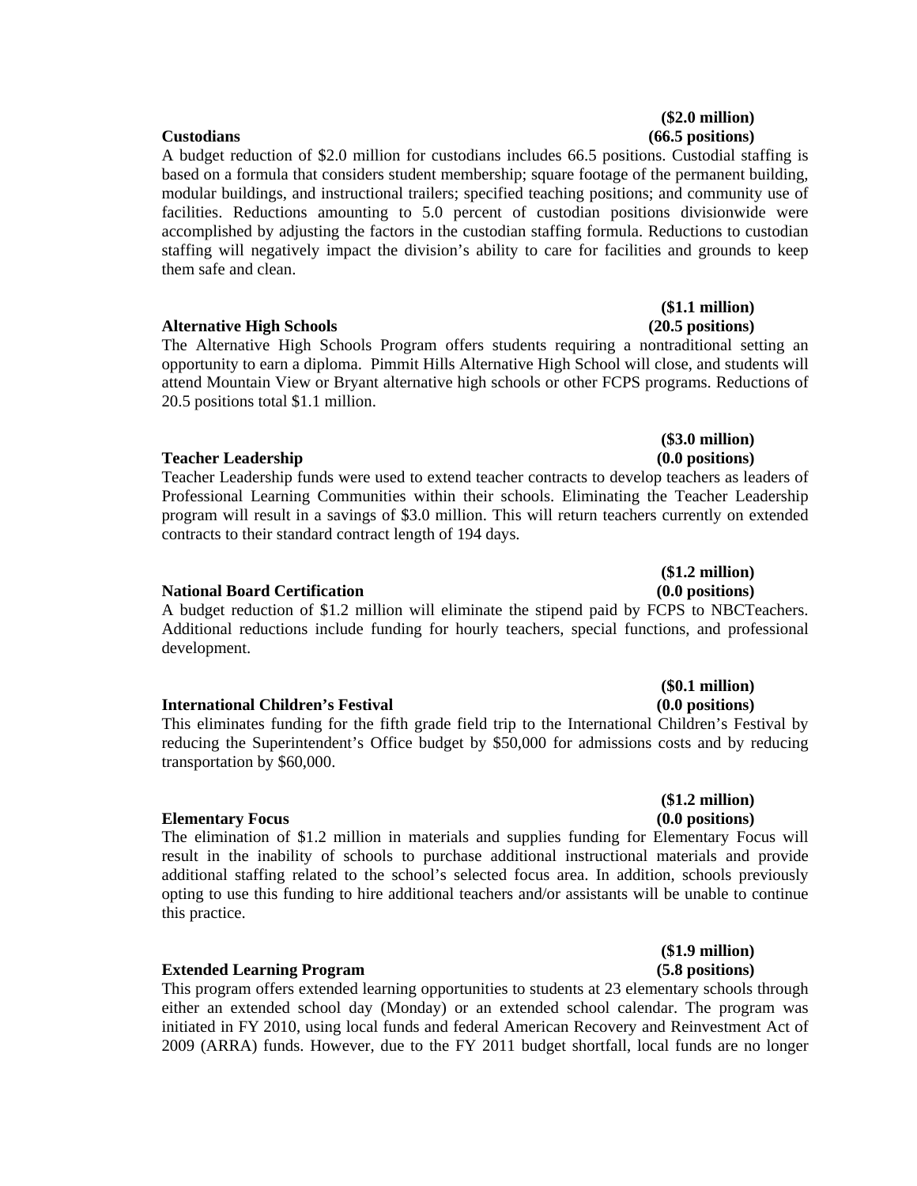**Custodians** **($2.0 million) (66.5 positions)**

A budget reduction of $2.0 million for custodians includes 66.5 positions. Custodial staffing is based on a formula that considers student membership; square footage of the permanent building, modular buildings, and instructional trailers; specified teaching positions; and community use of facilities. Reductions amounting to 5.0 percent of custodian positions divisionwide were accomplished by adjusting the factors in the custodian staffing formula. Reductions to custodian staffing will negatively impact the division's ability to care for facilities and grounds to keep them safe and clean.

**Alternative High Schools** **($1.1 million) (20.5 positions)**

The Alternative High Schools Program offers students requiring a nontraditional setting an opportunity to earn a diploma. Pimmit Hills Alternative High School will close, and students will attend Mountain View or Bryant alternative high schools or other FCPS programs. Reductions of 20.5 positions total $1.1 million.

**Teacher Leadership** **($3.0 million) (0.0 positions)**

Teacher Leadership funds were used to extend teacher contracts to develop teachers as leaders of Professional Learning Communities within their schools. Eliminating the Teacher Leadership program will result in a savings of $3.0 million. This will return teachers currently on extended contracts to their standard contract length of 194 days.

**National Board Certification** **($1.2 million) (0.0 positions)**

A budget reduction of $1.2 million will eliminate the stipend paid by FCPS to NBCTeachers. Additional reductions include funding for hourly teachers, special functions, and professional development.

**International Children's Festival** **($0.1 million) (0.0 positions)**

This eliminates funding for the fifth grade field trip to the International Children's Festival by reducing the Superintendent's Office budget by $50,000 for admissions costs and by reducing transportation by $60,000.

**Elementary Focus** **($1.2 million) (0.0 positions)**

The elimination of $1.2 million in materials and supplies funding for Elementary Focus will result in the inability of schools to purchase additional instructional materials and provide additional staffing related to the school's selected focus area. In addition, schools previously opting to use this funding to hire additional teachers and/or assistants will be unable to continue this practice.

**Extended Learning Program** **($1.9 million) (5.8 positions)**

This program offers extended learning opportunities to students at 23 elementary schools through either an extended school day (Monday) or an extended school calendar. The program was initiated in FY 2010, using local funds and federal American Recovery and Reinvestment Act of 2009 (ARRA) funds. However, due to the FY 2011 budget shortfall, local funds are no longer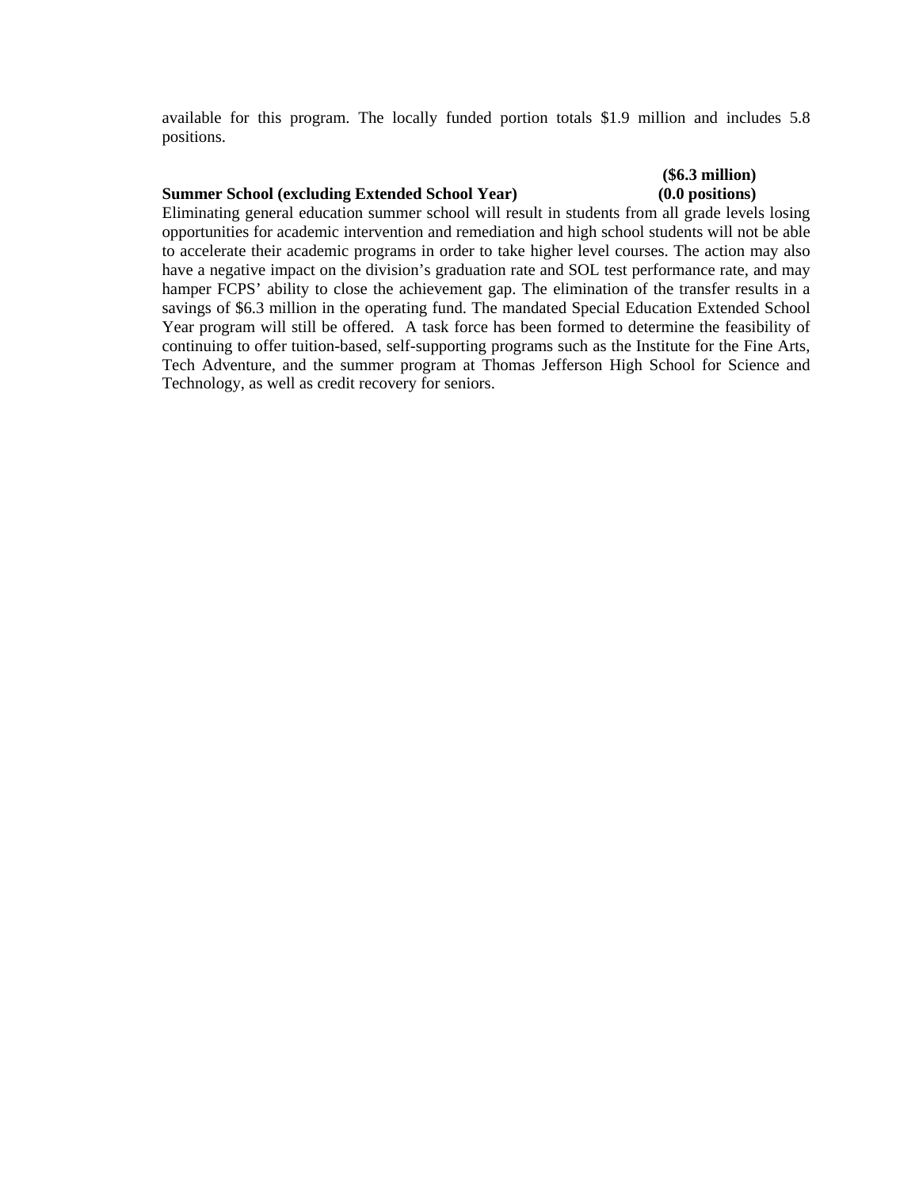available for this program. The locally funded portion totals $1.9 million and includes 5.8 positions.

**Summer School (excluding Extended School Year) ($6.3 million) (0.0 positions)**

Eliminating general education summer school will result in students from all grade levels losing opportunities for academic intervention and remediation and high school students will not be able to accelerate their academic programs in order to take higher level courses. The action may also have a negative impact on the division's graduation rate and SOL test performance rate, and may hamper FCPS' ability to close the achievement gap. The elimination of the transfer results in a savings of $6.3 million in the operating fund. The mandated Special Education Extended School Year program will still be offered. A task force has been formed to determine the feasibility of continuing to offer tuition-based, self-supporting programs such as the Institute for the Fine Arts, Tech Adventure, and the summer program at Thomas Jefferson High School for Science and Technology, as well as credit recovery for seniors.